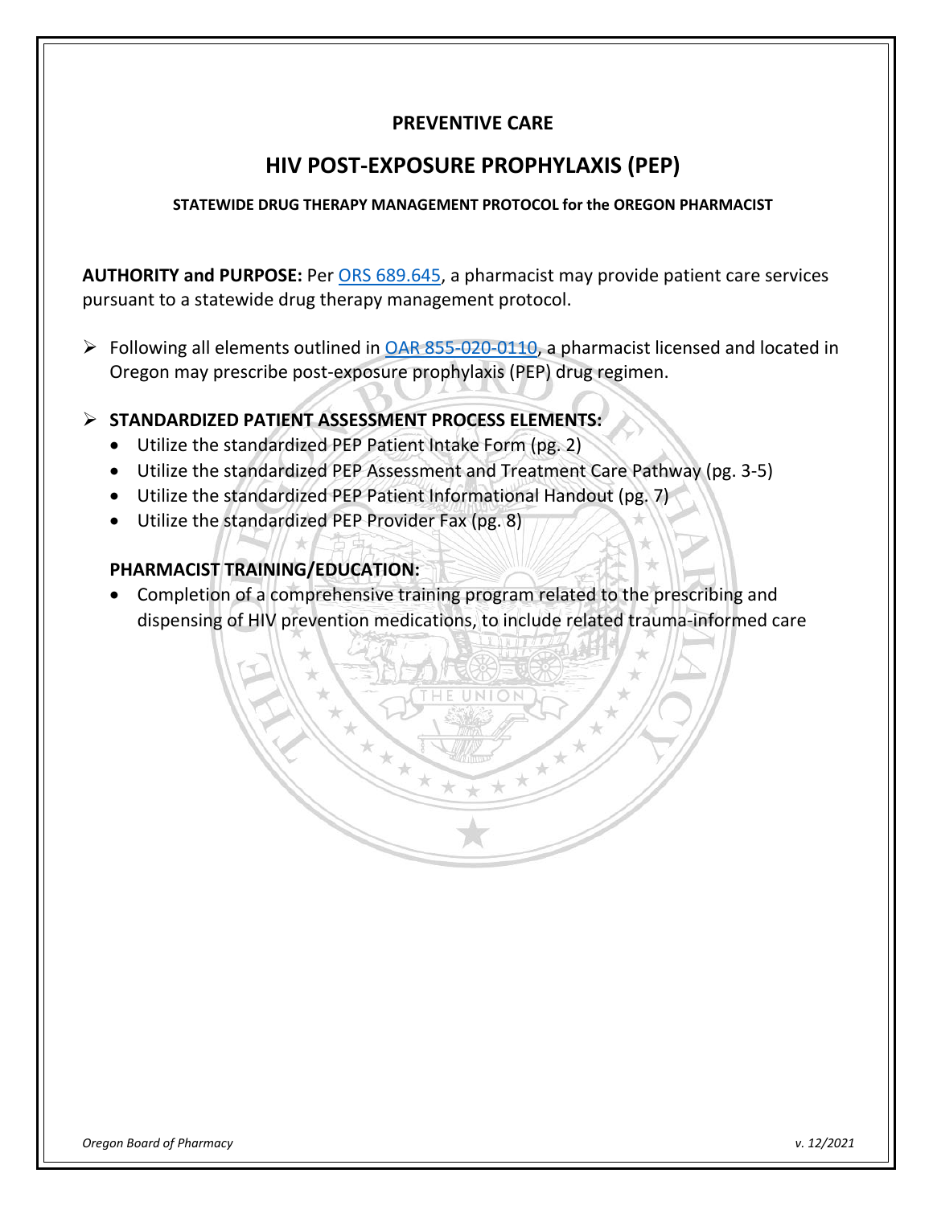# PREVENTIVE CARE

## HIV POST-EXPOSURE PROPHYLAXIS (PEP)

### STATEWIDE DRUG THERAPY MANAGEMENT PROTOCOL for the OREGON PHARMACIST

**AUTHORITY and PURPOSE:** Per ORS 689.645, a pharmacist may provide patient care services pursuant to a statewide drug therapy management protocol.

- Following all elements outlined in OAR 855-020-0110, a pharmacist licensed and located in Oregon may prescribe post-exposure prophylaxis (PEP) drug regimen.
- **STANDARDIZED PATIENT ASSESSMENT PROCESS ELEMENTS:**
  - Utilize the standardized PEP Patient Intake Form (pg. 2)
  - Utilize the standardized PEP Assessment and Treatment Care Pathway (pg. 3-5)
  - Utilize the standardized PEP Patient Informational Handout (pg. 7)
  - Utilize the standardized PEP Provider Fax (pg. 8)

  **PHARMACIST TRAINING/EDUCATION:**
  - Completion of a comprehensive training program related to the prescribing and dispensing of HIV prevention medications, to include related trauma-informed care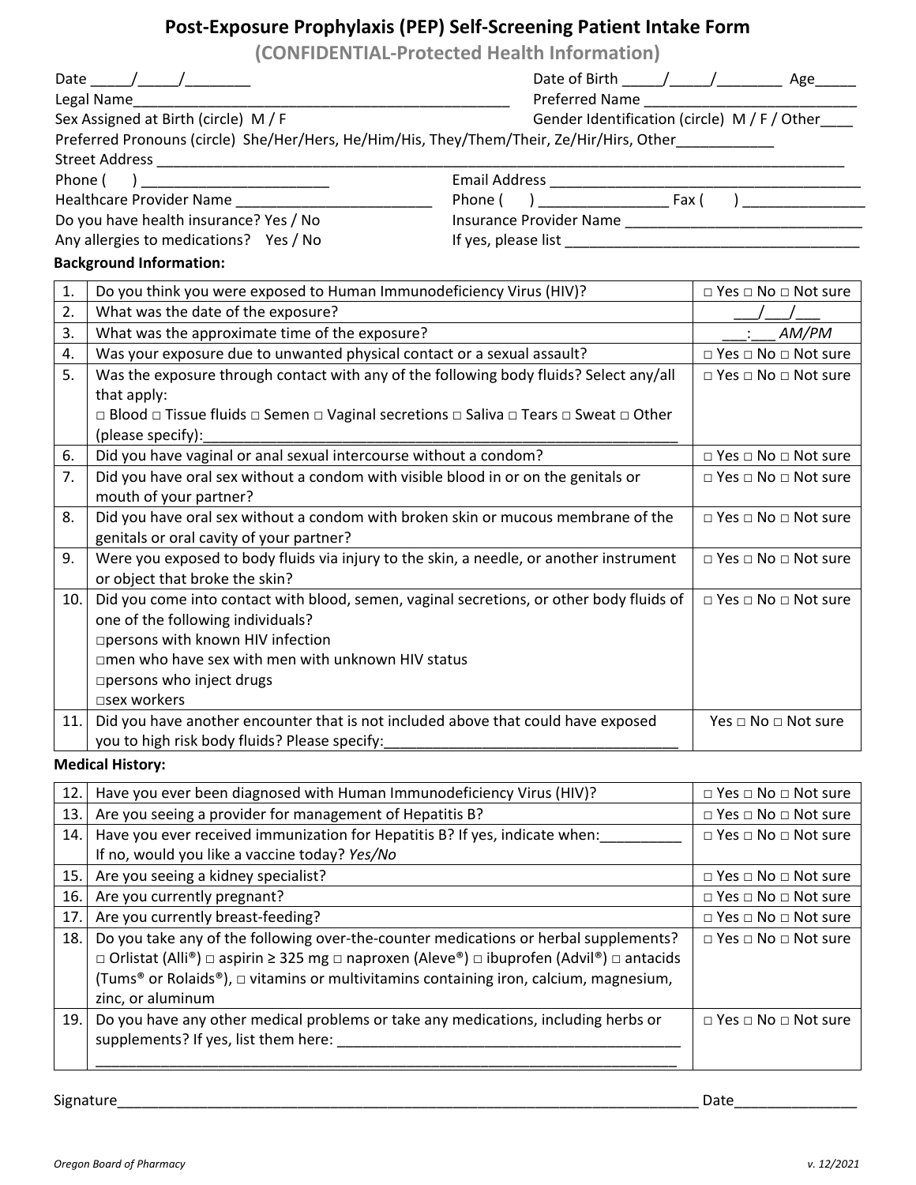# Post-Exposure Prophylaxis (PEP) Self-Screening Patient Intake Form

**(CONFIDENTIAL-Protected Health Information)**

Date _____/_____/________ Date of Birth _____/_____/________ Age_____

Legal Name_______________________________________________ Preferred Name __________________________

Sex Assigned at Birth (circle) M / F Gender Identification (circle) M / F / Other____

Preferred Pronouns (circle) She/Her/Hers, He/Him/His, They/Them/Their, Ze/Hir/Hirs, Other____________

Street Address ______________________________________________________________________________________

Phone ( ) _______________________ Email Address _______________________________________

Healthcare Provider Name _________________________ Phone ( ) ________________ Fax ( ) _______________

Do you have health insurance? Yes / No Insurance Provider Name ______________________________

Any allergies to medications? Yes / No If yes, please list _____________________________________

**Background Information:**

| | | |
|---|---|---|
| 1. | Do you think you were exposed to Human Immunodeficiency Virus (HIV)? | □ Yes □ No □ Not sure |
| 2. | What was the date of the exposure? | ___/___/___ |
| 3. | What was the approximate time of the exposure? | ___:___ *AM/PM* |
| 4. | Was your exposure due to unwanted physical contact or a sexual assault? | □ Yes □ No □ Not sure |
| 5. | Was the exposure through contact with any of the following body fluids? Select any/all that apply:<br>□ Blood □ Tissue fluids □ Semen □ Vaginal secretions □ Saliva □ Tears □ Sweat □ Other (please specify):____________________________ | □ Yes □ No □ Not sure |
| 6. | Did you have vaginal or anal sexual intercourse without a condom? | □ Yes □ No □ Not sure |
| 7. | Did you have oral sex without a condom with visible blood in or on the genitals or mouth of your partner? | □ Yes □ No □ Not sure |
| 8. | Did you have oral sex without a condom with broken skin or mucous membrane of the genitals or oral cavity of your partner? | □ Yes □ No □ Not sure |
| 9. | Were you exposed to body fluids via injury to the skin, a needle, or another instrument or object that broke the skin? | □ Yes □ No □ Not sure |
| 10. | Did you come into contact with blood, semen, vaginal secretions, or other body fluids of one of the following individuals?<br>□persons with known HIV infection<br>□men who have sex with men with unknown HIV status<br>□persons who inject drugs<br>□sex workers | □ Yes □ No □ Not sure |
| 11. | Did you have another encounter that is not included above that could have exposed you to high risk body fluids? Please specify:____________________________ | Yes □ No □ Not sure |

**Medical History:**

| | | |
|---|---|---|
| 12. | Have you ever been diagnosed with Human Immunodeficiency Virus (HIV)? | □ Yes □ No □ Not sure |
| 13. | Are you seeing a provider for management of Hepatitis B? | □ Yes □ No □ Not sure |
| 14. | Have you ever received immunization for Hepatitis B? If yes, indicate when:__________<br>If no, would you like a vaccine today? *Yes/No* | □ Yes □ No □ Not sure |
| 15. | Are you seeing a kidney specialist? | □ Yes □ No □ Not sure |
| 16. | Are you currently pregnant? | □ Yes □ No □ Not sure |
| 17. | Are you currently breast-feeding? | □ Yes □ No □ Not sure |
| 18. | Do you take any of the following over-the-counter medications or herbal supplements?<br>□ Orlistat (Alli®) □ aspirin ≥ 325 mg □ naproxen (Aleve®) □ ibuprofen (Advil®) □ antacids (Tums® or Rolaids®), □ vitamins or multivitamins containing iron, calcium, magnesium, zinc, or aluminum | □ Yes □ No □ Not sure |
| 19. | Do you have any other medical problems or take any medications, including herbs or supplements? If yes, list them here: ____________________________<br>____________________________ | □ Yes □ No □ Not sure |

Signature__________________________________________________________________________ Date_______________

*Oregon Board of Pharmacy* *v. 12/2021*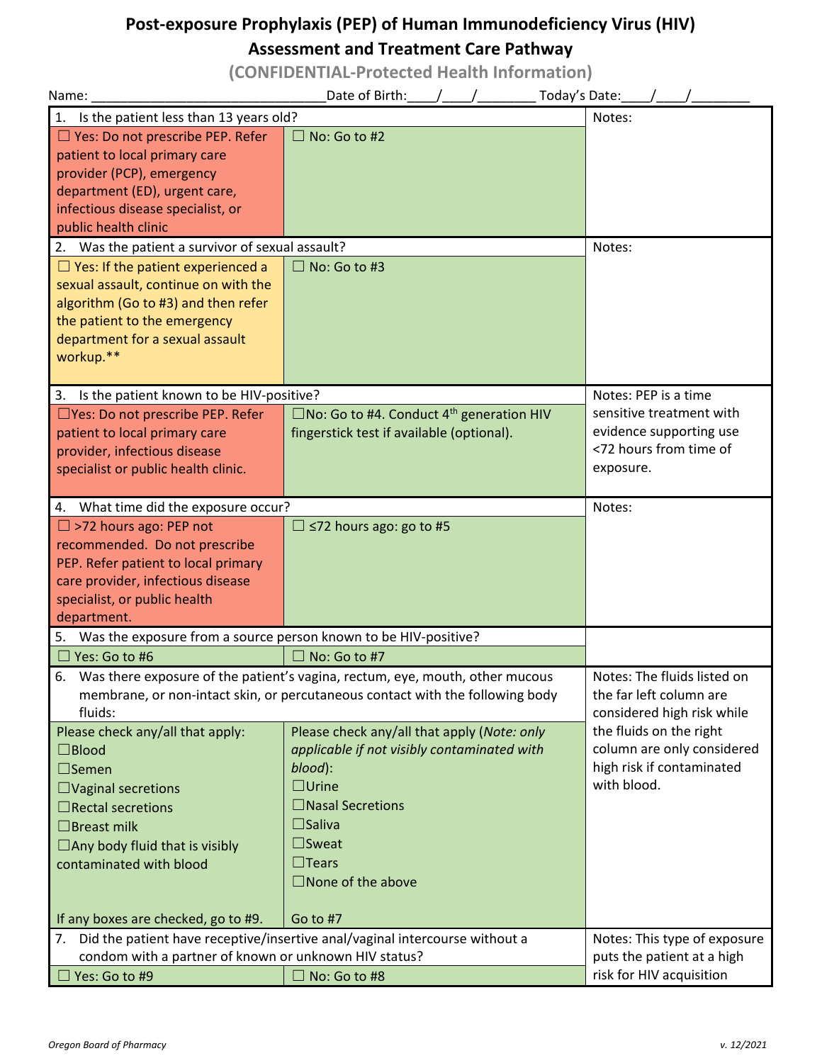# Post-exposure Prophylaxis (PEP) of Human Immunodeficiency Virus (HIV) Assessment and Treatment Care Pathway

**(CONFIDENTIAL-Protected Health Information)**

Name: ______________________________ Date of Birth:____/____/________ Today's Date:____/____/________

| | | |
|---|---|---|
| **1. Is the patient less than 13 years old?** | | Notes: |
| ☐ Yes: Do not prescribe PEP. Refer patient to local primary care provider (PCP), emergency department (ED), urgent care, infectious disease specialist, or public health clinic | ☐ No: Go to #2 | |
| **2. Was the patient a survivor of sexual assault?** | | Notes: |
| ☐ Yes: If the patient experienced a sexual assault, continue on with the algorithm (Go to #3) and then refer the patient to the emergency department for a sexual assault workup.** | ☐ No: Go to #3 | |
| **3. Is the patient known to be HIV-positive?** | | Notes: PEP is a time sensitive treatment with evidence supporting use <72 hours from time of exposure. |
| ☐Yes: Do not prescribe PEP. Refer patient to local primary care provider, infectious disease specialist or public health clinic. | ☐No: Go to #4. Conduct 4th generation HIV fingerstick test if available (optional). | |
| **4. What time did the exposure occur?** | | Notes: |
| ☐ >72 hours ago: PEP not recommended. Do not prescribe PEP. Refer patient to local primary care provider, infectious disease specialist, or public health department. | ☐ ≤72 hours ago: go to #5 | |
| **5. Was the exposure from a source person known to be HIV-positive?** | | |
| ☐ Yes: Go to #6 | ☐ No: Go to #7 | |
| **6. Was there exposure of the patient's vagina, rectum, eye, mouth, other mucous membrane, or non-intact skin, or percutaneous contact with the following body fluids:** | | Notes: The fluids listed on the far left column are considered high risk while the fluids on the right column are only considered high risk if contaminated with blood. |
| Please check any/all that apply:<br>☐Blood<br>☐Semen<br>☐Vaginal secretions<br>☐Rectal secretions<br>☐Breast milk<br>☐Any body fluid that is visibly contaminated with blood<br><br>If any boxes are checked, go to #9. | Please check any/all that apply (*Note: only applicable if not visibly contaminated with blood*):<br>☐Urine<br>☐Nasal Secretions<br>☐Saliva<br>☐Sweat<br>☐Tears<br>☐None of the above<br><br>Go to #7 | |
| **7. Did the patient have receptive/insertive anal/vaginal intercourse without a condom with a partner of known or unknown HIV status?** | | Notes: This type of exposure puts the patient at a high risk for HIV acquisition |
| ☐ Yes: Go to #9 | ☐ No: Go to #8 | |

*Oregon Board of Pharmacy* *v. 12/2021*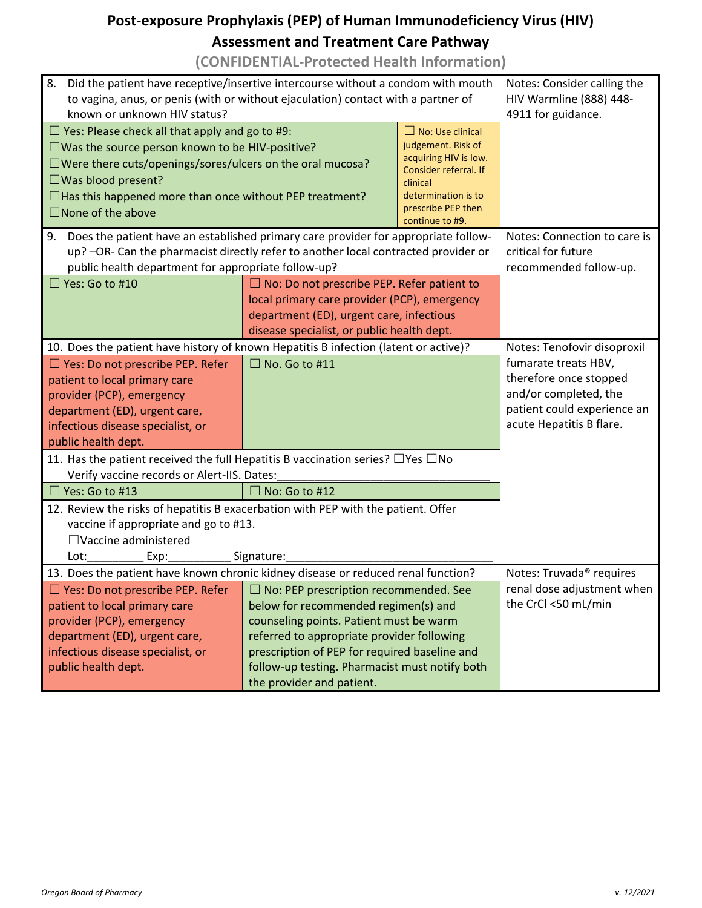# Post-exposure Prophylaxis (PEP) of Human Immunodeficiency Virus (HIV) Assessment and Treatment Care Pathway

**(CONFIDENTIAL-Protected Health Information)**

| Question | | | Notes |
|---|---|---|---|
| 8. Did the patient have receptive/insertive intercourse without a condom with mouth to vagina, anus, or penis (with or without ejaculation) contact with a partner of known or unknown HIV status? | | | Notes: Consider calling the HIV Warmline (888) 448-4911 for guidance. |
| ☐ Yes: Please check all that apply and go to #9:<br>☐Was the source person known to be HIV-positive?<br>☐Were there cuts/openings/sores/ulcers on the oral mucosa?<br>☐Was blood present?<br>☐Has this happened more than once without PEP treatment?<br>☐None of the above | | ☐ No: Use clinical judgement. Risk of acquiring HIV is low. Consider referral. If clinical determination is to prescribe PEP then continue to #9. | |
| 9. Does the patient have an established primary care provider for appropriate follow-up? –OR- Can the pharmacist directly refer to another local contracted provider or public health department for appropriate follow-up? | | | Notes: Connection to care is critical for future recommended follow-up. |
| ☐ Yes: Go to #10 | ☐ No: Do not prescribe PEP. Refer patient to local primary care provider (PCP), emergency department (ED), urgent care, infectious disease specialist, or public health dept. | | |
| 10. Does the patient have history of known Hepatitis B infection (latent or active)? | | | Notes: Tenofovir disoproxil fumarate treats HBV, therefore once stopped and/or completed, the patient could experience an acute Hepatitis B flare. |
| ☐ Yes: Do not prescribe PEP. Refer patient to local primary care provider (PCP), emergency department (ED), urgent care, infectious disease specialist, or public health dept. | ☐ No. Go to #11 | | |
| 11. Has the patient received the full Hepatitis B vaccination series? ☐Yes ☐No<br>Verify vaccine records or Alert-IIS. Dates:_______________________________ | | | |
| ☐ Yes: Go to #13 | ☐ No: Go to #12 | | |
| 12. Review the risks of hepatitis B exacerbation with PEP with the patient. Offer vaccine if appropriate and go to #13.<br>☐Vaccine administered<br>Lot:_________ Exp:__________ Signature:_________________________________ | | | |
| 13. Does the patient have known chronic kidney disease or reduced renal function? | | | Notes: Truvada® requires renal dose adjustment when the CrCl <50 mL/min |
| ☐ Yes: Do not prescribe PEP. Refer patient to local primary care provider (PCP), emergency department (ED), urgent care, infectious disease specialist, or public health dept. | ☐ No: PEP prescription recommended. See below for recommended regimen(s) and counseling points. Patient must be warm referred to appropriate provider following prescription of PEP for required baseline and follow-up testing. Pharmacist must notify both the provider and patient. | | |

*Oregon Board of Pharmacy* *v. 12/2021*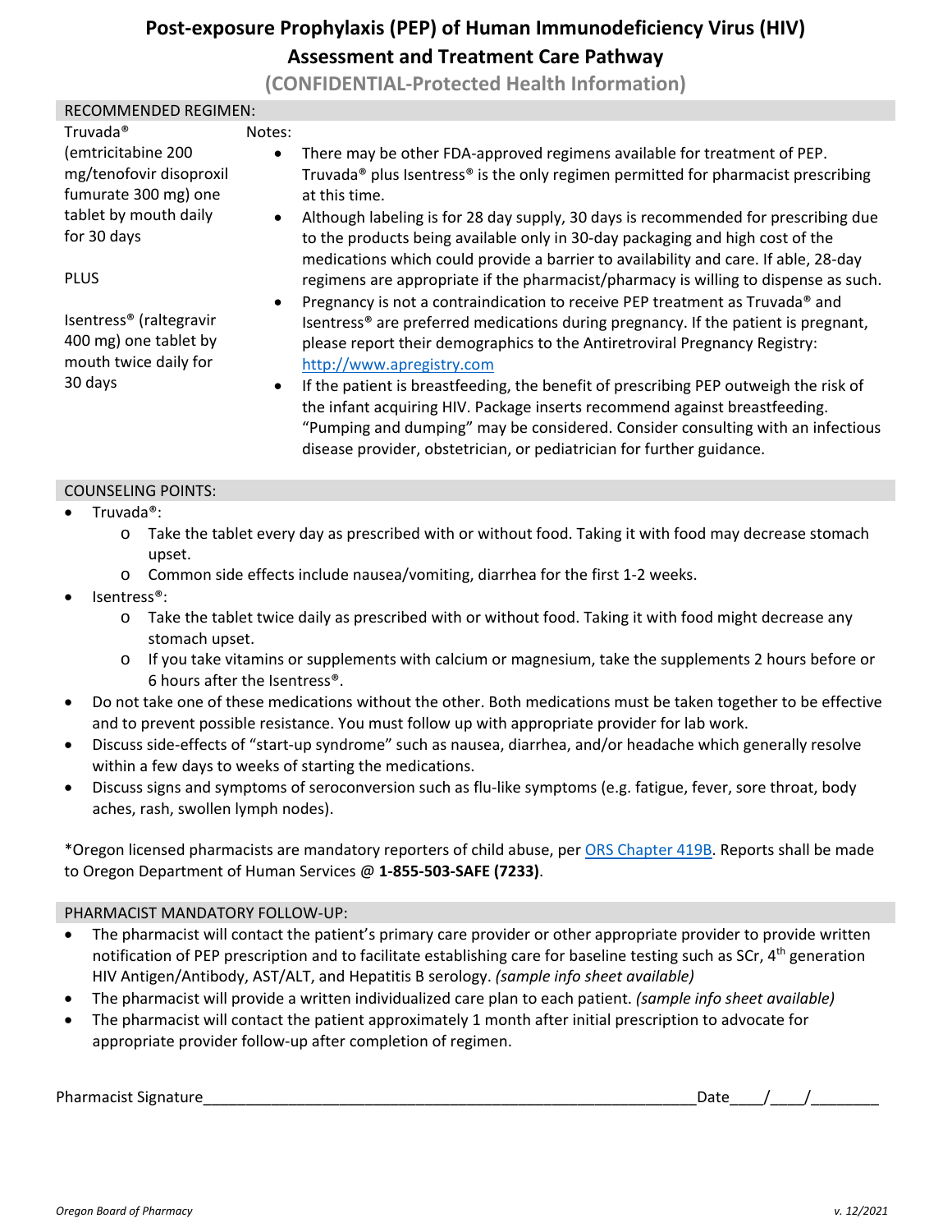# Post-exposure Prophylaxis (PEP) of Human Immunodeficiency Virus (HIV) Assessment and Treatment Care Pathway

**(CONFIDENTIAL-Protected Health Information)**

## RECOMMENDED REGIMEN:

| Regimen | Notes |
|---|---|
| Truvada® (emtricitabine 200 mg/tenofovir disoproxil fumurate 300 mg) one tablet by mouth daily for 30 days<br><br>PLUS<br><br>Isentress® (raltegravir 400 mg) one tablet by mouth twice daily for 30 days | • There may be other FDA-approved regimens available for treatment of PEP. Truvada® plus Isentress® is the only regimen permitted for pharmacist prescribing at this time.<br>• Although labeling is for 28 day supply, 30 days is recommended for prescribing due to the products being available only in 30-day packaging and high cost of the medications which could provide a barrier to availability and care. If able, 28-day regimens are appropriate if the pharmacist/pharmacy is willing to dispense as such.<br>• Pregnancy is not a contraindication to receive PEP treatment as Truvada® and Isentress® are preferred medications during pregnancy. If the patient is pregnant, please report their demographics to the Antiretroviral Pregnancy Registry: http://www.apregistry.com<br>• If the patient is breastfeeding, the benefit of prescribing PEP outweigh the risk of the infant acquiring HIV. Package inserts recommend against breastfeeding. "Pumping and dumping" may be considered. Consider consulting with an infectious disease provider, obstetrician, or pediatrician for further guidance. |

## COUNSELING POINTS:

- Truvada®:
  - Take the tablet every day as prescribed with or without food. Taking it with food may decrease stomach upset.
  - Common side effects include nausea/vomiting, diarrhea for the first 1-2 weeks.
- Isentress®:
  - Take the tablet twice daily as prescribed with or without food. Taking it with food might decrease any stomach upset.
  - If you take vitamins or supplements with calcium or magnesium, take the supplements 2 hours before or 6 hours after the Isentress®.
- Do not take one of these medications without the other. Both medications must be taken together to be effective and to prevent possible resistance. You must follow up with appropriate provider for lab work.
- Discuss side-effects of "start-up syndrome" such as nausea, diarrhea, and/or headache which generally resolve within a few days to weeks of starting the medications.
- Discuss signs and symptoms of seroconversion such as flu-like symptoms (e.g. fatigue, fever, sore throat, body aches, rash, swollen lymph nodes).

*Oregon licensed pharmacists are mandatory reporters of child abuse, per ORS Chapter 419B. Reports shall be made to Oregon Department of Human Services @ **1-855-503-SAFE (7233)**.

## PHARMACIST MANDATORY FOLLOW-UP:

- The pharmacist will contact the patient's primary care provider or other appropriate provider to provide written notification of PEP prescription and to facilitate establishing care for baseline testing such as SCr, 4th generation HIV Antigen/Antibody, AST/ALT, and Hepatitis B serology. *(sample info sheet available)*
- The pharmacist will provide a written individualized care plan to each patient. *(sample info sheet available)*
- The pharmacist will contact the patient approximately 1 month after initial prescription to advocate for appropriate provider follow-up after completion of regimen.

Pharmacist Signature__________________________________________________________ Date____/____/________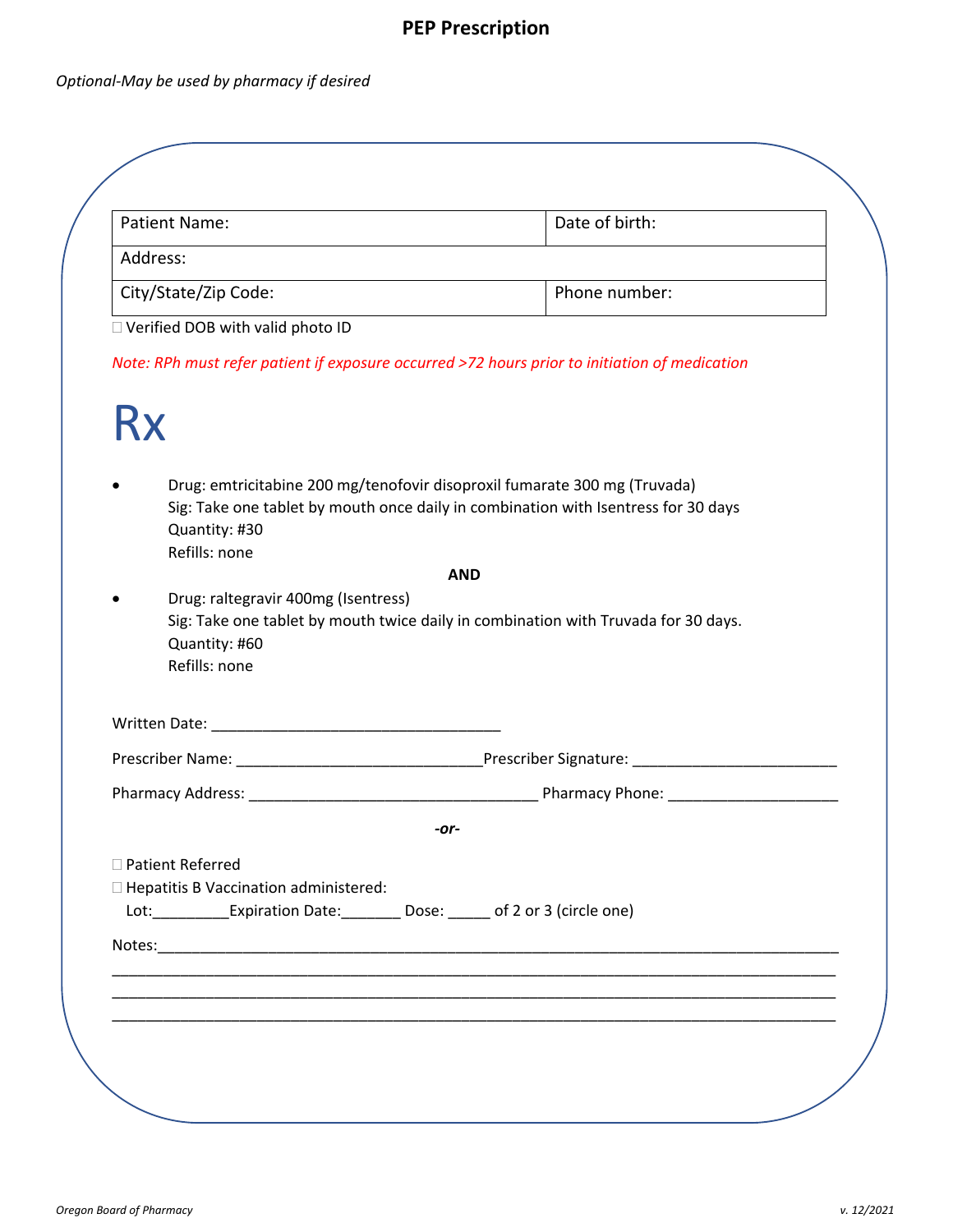# PEP Prescription

*Optional-May be used by pharmacy if desired*

| Patient Name: | Date of birth: |
|---|---|
| Address: | |
| City/State/Zip Code: | Phone number: |

☐ Verified DOB with valid photo ID

*Note: RPh must refer patient if exposure occurred >72 hours prior to initiation of medication*

# Rx

- Drug: emtricitabine 200 mg/tenofovir disoproxil fumarate 300 mg (Truvada)
  Sig: Take one tablet by mouth once daily in combination with Isentress for 30 days
  Quantity: #30
  Refills: none

**AND**

- Drug: raltegravir 400mg (Isentress)
  Sig: Take one tablet by mouth twice daily in combination with Truvada for 30 days.
  Quantity: #60
  Refills: none

Written Date: ___________________________________

Prescriber Name: _____________________________ Prescriber Signature: ________________________

Pharmacy Address: __________________________________ Pharmacy Phone: ____________________

***-or-***

☐ Patient Referred

☐ Hepatitis B Vaccination administered:

Lot:_________ Expiration Date:_______ Dose: _____ of 2 or 3 (circle one)

Notes:_________________________________________________________________________________

_______________________________________________________________________________________

_______________________________________________________________________________________

_______________________________________________________________________________________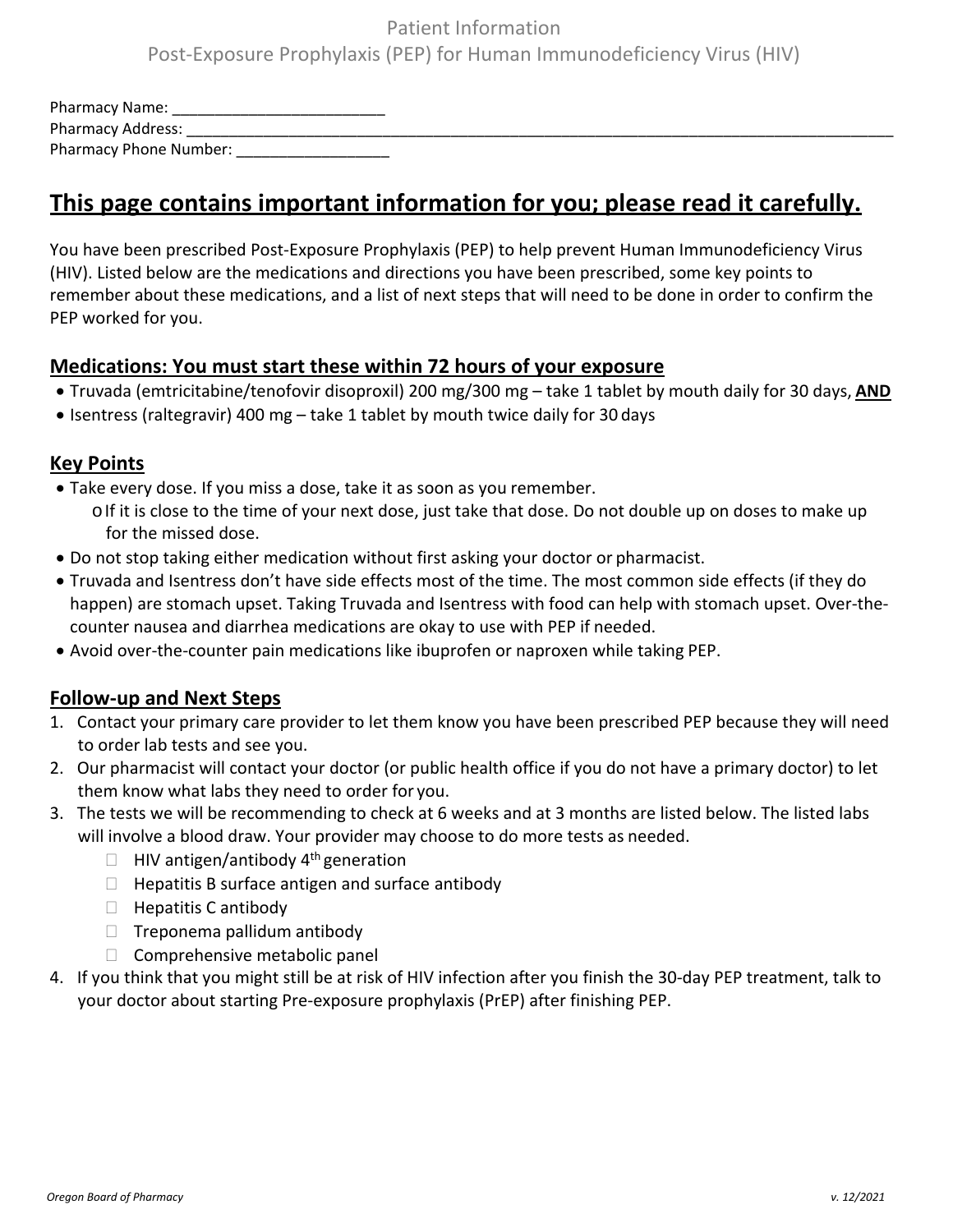Patient Information

Post-Exposure Prophylaxis (PEP) for Human Immunodeficiency Virus (HIV)

Pharmacy Name: ________________________

Pharmacy Address: ________________________________________________________________________________

Pharmacy Phone Number: _________________

# This page contains important information for you; please read it carefully.

You have been prescribed Post-Exposure Prophylaxis (PEP) to help prevent Human Immunodeficiency Virus (HIV). Listed below are the medications and directions you have been prescribed, some key points to remember about these medications, and a list of next steps that will need to be done in order to confirm the PEP worked for you.

## Medications: You must start these within 72 hours of your exposure

- Truvada (emtricitabine/tenofovir disoproxil) 200 mg/300 mg – take 1 tablet by mouth daily for 30 days, **AND**
- Isentress (raltegravir) 400 mg – take 1 tablet by mouth twice daily for 30 days

## Key Points

- Take every dose. If you miss a dose, take it as soon as you remember.
  - If it is close to the time of your next dose, just take that dose. Do not double up on doses to make up for the missed dose.
- Do not stop taking either medication without first asking your doctor or pharmacist.
- Truvada and Isentress don't have side effects most of the time. The most common side effects (if they do happen) are stomach upset. Taking Truvada and Isentress with food can help with stomach upset. Over-the-counter nausea and diarrhea medications are okay to use with PEP if needed.
- Avoid over-the-counter pain medications like ibuprofen or naproxen while taking PEP.

## Follow-up and Next Steps

1. Contact your primary care provider to let them know you have been prescribed PEP because they will need to order lab tests and see you.
2. Our pharmacist will contact your doctor (or public health office if you do not have a primary doctor) to let them know what labs they need to order for you.
3. The tests we will be recommending to check at 6 weeks and at 3 months are listed below. The listed labs will involve a blood draw. Your provider may choose to do more tests as needed.
   - ☐ HIV antigen/antibody 4th generation
   - ☐ Hepatitis B surface antigen and surface antibody
   - ☐ Hepatitis C antibody
   - ☐ Treponema pallidum antibody
   - ☐ Comprehensive metabolic panel
4. If you think that you might still be at risk of HIV infection after you finish the 30-day PEP treatment, talk to your doctor about starting Pre-exposure prophylaxis (PrEP) after finishing PEP.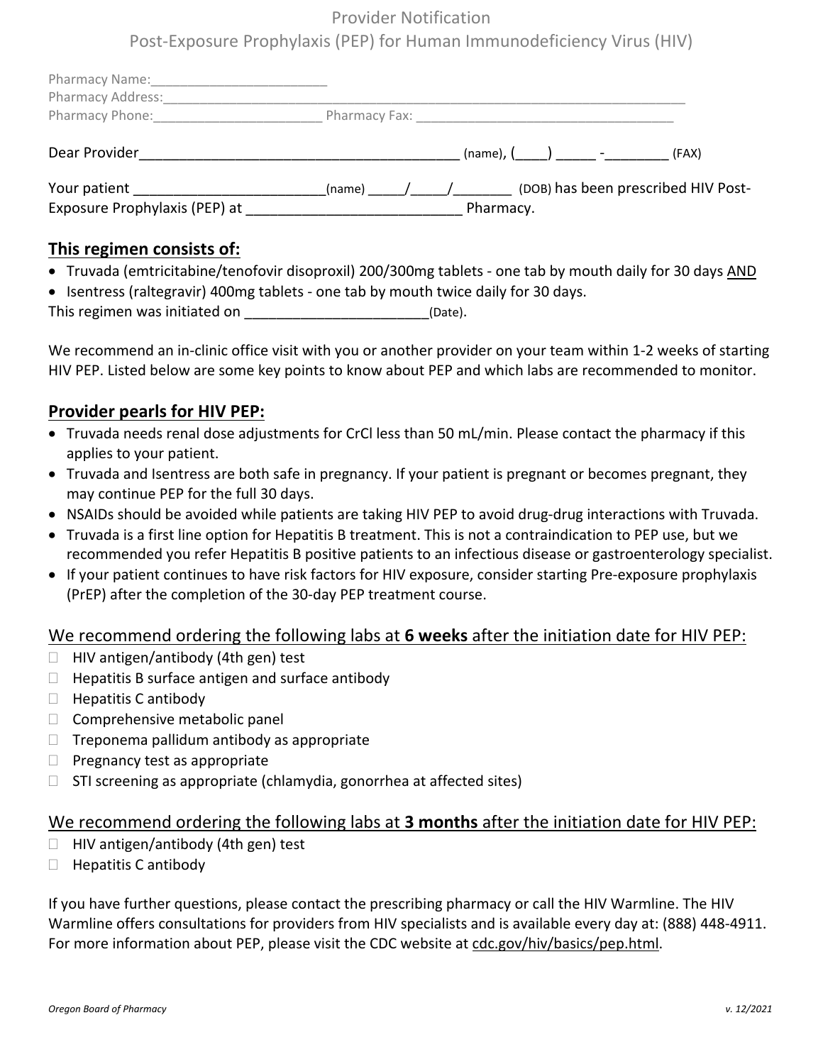# Provider Notification

## Post-Exposure Prophylaxis (PEP) for Human Immunodeficiency Virus (HIV)

Pharmacy Name:________________________
Pharmacy Address:_____________________________________________________________________________
Pharmacy Phone:______________________ Pharmacy Fax: ___________________________________

Dear Provider________________________________________ (name), (____) _____ -________ (FAX)

Your patient ________________________(name) _____/_____/_______ (DOB) has been prescribed HIV Post-Exposure Prophylaxis (PEP) at ___________________________ Pharmacy.

## This regimen consists of:

- Truvada (emtricitabine/tenofovir disoproxil) 200/300mg tablets - one tab by mouth daily for 30 days AND
- Isentress (raltegravir) 400mg tablets - one tab by mouth twice daily for 30 days.

This regimen was initiated on ______________________(Date).

We recommend an in-clinic office visit with you or another provider on your team within 1-2 weeks of starting HIV PEP. Listed below are some key points to know about PEP and which labs are recommended to monitor.

## Provider pearls for HIV PEP:

- Truvada needs renal dose adjustments for CrCl less than 50 mL/min. Please contact the pharmacy if this applies to your patient.
- Truvada and Isentress are both safe in pregnancy. If your patient is pregnant or becomes pregnant, they may continue PEP for the full 30 days.
- NSAIDs should be avoided while patients are taking HIV PEP to avoid drug-drug interactions with Truvada.
- Truvada is a first line option for Hepatitis B treatment. This is not a contraindication to PEP use, but we recommended you refer Hepatitis B positive patients to an infectious disease or gastroenterology specialist.
- If your patient continues to have risk factors for HIV exposure, consider starting Pre-exposure prophylaxis (PrEP) after the completion of the 30-day PEP treatment course.

## We recommend ordering the following labs at **6 weeks** after the initiation date for HIV PEP:

- ☐ HIV antigen/antibody (4th gen) test
- ☐ Hepatitis B surface antigen and surface antibody
- ☐ Hepatitis C antibody
- ☐ Comprehensive metabolic panel
- ☐ Treponema pallidum antibody as appropriate
- ☐ Pregnancy test as appropriate
- ☐ STI screening as appropriate (chlamydia, gonorrhea at affected sites)

## We recommend ordering the following labs at **3 months** after the initiation date for HIV PEP:

- ☐ HIV antigen/antibody (4th gen) test
- ☐ Hepatitis C antibody

If you have further questions, please contact the prescribing pharmacy or call the HIV Warmline. The HIV Warmline offers consultations for providers from HIV specialists and is available every day at: (888) 448-4911. For more information about PEP, please visit the CDC website at cdc.gov/hiv/basics/pep.html.

*Oregon Board of Pharmacy* *v. 12/2021*